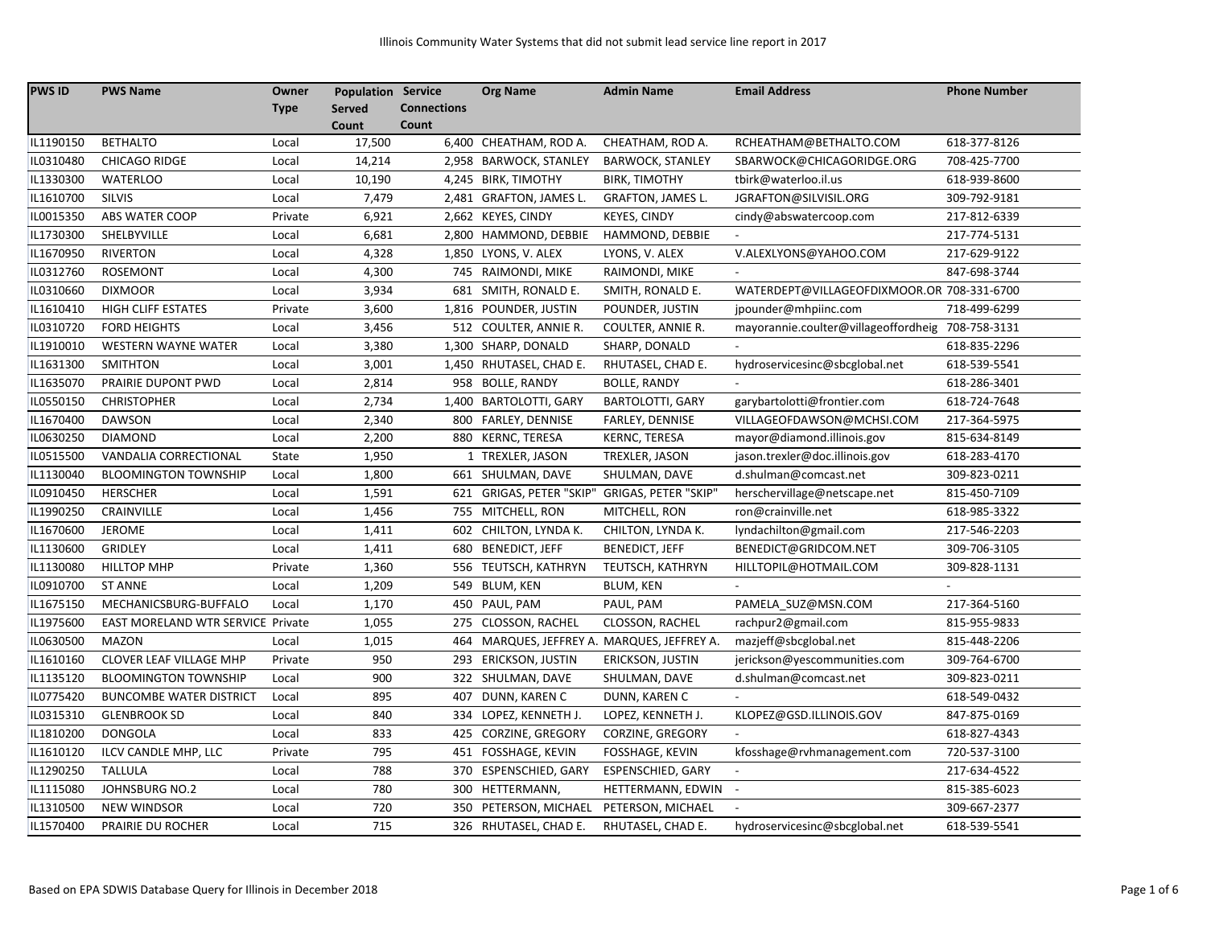# Illinois Community Water Systems that did not submit lead service line report in 2017

| PWS ID | PWS Name | Owner Type | Population Served Count | Service Connections Count | Org Name | Admin Name | Email Address | Phone Number |
|---|---|---|---|---|---|---|---|---|
| IL1190150 | BETHALTO | Local | 17,500 | 6,400 | CHEATHAM, ROD A. | CHEATHAM, ROD A. | RCHEATHAM@BETHALTO.COM | 618-377-8126 |
| IL0310480 | CHICAGO RIDGE | Local | 14,214 | 2,958 | BARWOCK, STANLEY | BARWOCK, STANLEY | SBARWOCK@CHICAGORIDGE.ORG | 708-425-7700 |
| IL1330300 | WATERLOO | Local | 10,190 | 4,245 | BIRK, TIMOTHY | BIRK, TIMOTHY | tbirk@waterloo.il.us | 618-939-8600 |
| IL1610700 | SILVIS | Local | 7,479 | 2,481 | GRAFTON, JAMES L. | GRAFTON, JAMES L. | JGRAFTON@SILVISIL.ORG | 309-792-9181 |
| IL0015350 | ABS WATER COOP | Private | 6,921 | 2,662 | KEYES, CINDY | KEYES, CINDY | cindy@abswatercoop.com | 217-812-6339 |
| IL1730300 | SHELBYVILLE | Local | 6,681 | 2,800 | HAMMOND, DEBBIE | HAMMOND, DEBBIE | - | 217-774-5131 |
| IL1670950 | RIVERTON | Local | 4,328 | 1,850 | LYONS, V. ALEX | LYONS, V. ALEX | V.ALEXLYONS@YAHOO.COM | 217-629-9122 |
| IL0312760 | ROSEMONT | Local | 4,300 | 745 | RAIMONDI, MIKE | RAIMONDI, MIKE | - | 847-698-3744 |
| IL0310660 | DIXMOOR | Local | 3,934 | 681 | SMITH, RONALD E. | SMITH, RONALD E. | WATERDEPT@VILLAGEOFDIXMOOR.OR | 708-331-6700 |
| IL1610410 | HIGH CLIFF ESTATES | Private | 3,600 | 1,816 | POUNDER, JUSTIN | POUNDER, JUSTIN | jpounder@mhpiinc.com | 718-499-6299 |
| IL0310720 | FORD HEIGHTS | Local | 3,456 | 512 | COULTER, ANNIE R. | COULTER, ANNIE R. | mayorannie.coulter@villageoffordheig | 708-758-3131 |
| IL1910010 | WESTERN WAYNE WATER | Local | 3,380 | 1,300 | SHARP, DONALD | SHARP, DONALD | - | 618-835-2296 |
| IL1631300 | SMITHTON | Local | 3,001 | 1,450 | RHUTASEL, CHAD E. | RHUTASEL, CHAD E. | hydroservicesinc@sbcglobal.net | 618-539-5541 |
| IL1635070 | PRAIRIE DUPONT PWD | Local | 2,814 | 958 | BOLLE, RANDY | BOLLE, RANDY | - | 618-286-3401 |
| IL0550150 | CHRISTOPHER | Local | 2,734 | 1,400 | BARTOLOTTI, GARY | BARTOLOTTI, GARY | garybartolotti@frontier.com | 618-724-7648 |
| IL1670400 | DAWSON | Local | 2,340 | 800 | FARLEY, DENNISE | FARLEY, DENNISE | VILLAGEOFDAWSON@MCHSI.COM | 217-364-5975 |
| IL0630250 | DIAMOND | Local | 2,200 | 880 | KERNC, TERESA | KERNC, TERESA | mayor@diamond.illinois.gov | 815-634-8149 |
| IL0515500 | VANDALIA CORRECTIONAL | State | 1,950 | 1 | TREXLER, JASON | TREXLER, JASON | jason.trexler@doc.illinois.gov | 618-283-4170 |
| IL1130040 | BLOOMINGTON TOWNSHIP | Local | 1,800 | 661 | SHULMAN, DAVE | SHULMAN, DAVE | d.shulman@comcast.net | 309-823-0211 |
| IL0910450 | HERSCHER | Local | 1,591 | 621 | GRIGAS, PETER "SKIP" | GRIGAS, PETER "SKIP" | herschervillage@netscape.net | 815-450-7109 |
| IL1990250 | CRAINVILLE | Local | 1,456 | 755 | MITCHELL, RON | MITCHELL, RON | ron@crainville.net | 618-985-3322 |
| IL1670600 | JEROME | Local | 1,411 | 602 | CHILTON, LYNDA K. | CHILTON, LYNDA K. | lyndachilton@gmail.com | 217-546-2203 |
| IL1130600 | GRIDLEY | Local | 1,411 | 680 | BENEDICT, JEFF | BENEDICT, JEFF | BENEDICT@GRIDCOM.NET | 309-706-3105 |
| IL1130080 | HILLTOP MHP | Private | 1,360 | 556 | TEUTSCH, KATHRYN | TEUTSCH, KATHRYN | HILLTOPIL@HOTMAIL.COM | 309-828-1131 |
| IL0910700 | ST ANNE | Local | 1,209 | 549 | BLUM, KEN | BLUM, KEN | - | - |
| IL1675150 | MECHANICSBURG-BUFFALO | Local | 1,170 | 450 | PAUL, PAM | PAUL, PAM | PAMELA_SUZ@MSN.COM | 217-364-5160 |
| IL1975600 | EAST MORELAND WTR SERVICE | Private | 1,055 | 275 | CLOSSON, RACHEL | CLOSSON, RACHEL | rachpur2@gmail.com | 815-955-9833 |
| IL0630500 | MAZON | Local | 1,015 | 464 | MARQUES, JEFFREY A. | MARQUES, JEFFREY A. | mazjeff@sbcglobal.net | 815-448-2206 |
| IL1610160 | CLOVER LEAF VILLAGE MHP | Private | 950 | 293 | ERICKSON, JUSTIN | ERICKSON, JUSTIN | jerickson@yescommunities.com | 309-764-6700 |
| IL1135120 | BLOOMINGTON TOWNSHIP | Local | 900 | 322 | SHULMAN, DAVE | SHULMAN, DAVE | d.shulman@comcast.net | 309-823-0211 |
| IL0775420 | BUNCOMBE WATER DISTRICT | Local | 895 | 407 | DUNN, KAREN C | DUNN, KAREN C | - | 618-549-0432 |
| IL0315310 | GLENBROOK SD | Local | 840 | 334 | LOPEZ, KENNETH J. | LOPEZ, KENNETH J. | KLOPEZ@GSD.ILLINOIS.GOV | 847-875-0169 |
| IL1810200 | DONGOLA | Local | 833 | 425 | CORZINE, GREGORY | CORZINE, GREGORY | - | 618-827-4343 |
| IL1610120 | ILCV CANDLE MHP, LLC | Private | 795 | 451 | FOSSHAGE, KEVIN | FOSSHAGE, KEVIN | kfosshage@rvhmanagement.com | 720-537-3100 |
| IL1290250 | TALLULA | Local | 788 | 370 | ESPENSCHIED, GARY | ESPENSCHIED, GARY | - | 217-634-4522 |
| IL1115080 | JOHNSBURG NO.2 | Local | 780 | 300 | HETTERMANN, | HETTERMANN, EDWIN | - | 815-385-6023 |
| IL1310500 | NEW WINDSOR | Local | 720 | 350 | PETERSON, MICHAEL | PETERSON, MICHAEL | - | 309-667-2377 |
| IL1570400 | PRAIRIE DU ROCHER | Local | 715 | 326 | RHUTASEL, CHAD E. | RHUTASEL, CHAD E. | hydroservicesinc@sbcglobal.net | 618-539-5541 |

Based on EPA SDWIS Database Query for Illinois in December 2018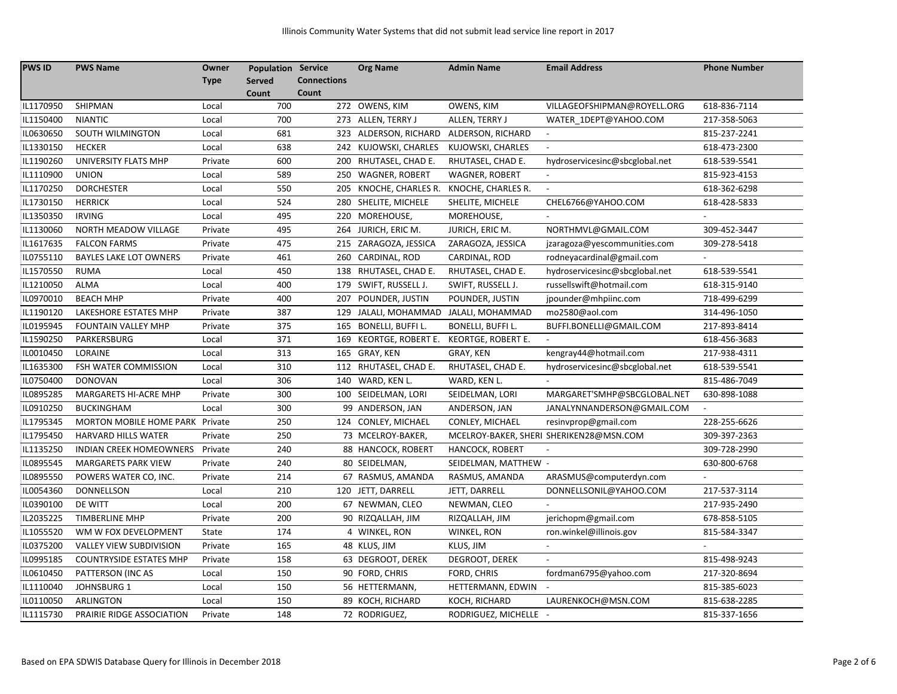Illinois Community Water Systems that did not submit lead service line report in 2017

| PWS ID | PWS Name | Owner Type | Population Served Count | Service Connections Count | Org Name | Admin Name | Email Address | Phone Number |
|---|---|---|---|---|---|---|---|---|
| IL1170950 | SHIPMAN | Local | 700 | 272 | OWENS, KIM | OWENS, KIM | VILLAGEOFSHIPMAN@ROYELL.ORG | 618-836-7114 |
| IL1150400 | NIANTIC | Local | 700 | 273 | ALLEN, TERRY J | ALLEN, TERRY J | WATER_1DEPT@YAHOO.COM | 217-358-5063 |
| IL0630650 | SOUTH WILMINGTON | Local | 681 | 323 | ALDERSON, RICHARD | ALDERSON, RICHARD | - | 815-237-2241 |
| IL1330150 | HECKER | Local | 638 | 242 | KUJOWSKI, CHARLES | KUJOWSKI, CHARLES | - | 618-473-2300 |
| IL1190260 | UNIVERSITY FLATS MHP | Private | 600 | 200 | RHUTASEL, CHAD E. | RHUTASEL, CHAD E. | hydroservicesinc@sbcglobal.net | 618-539-5541 |
| IL1110900 | UNION | Local | 589 | 250 | WAGNER, ROBERT | WAGNER, ROBERT | - | 815-923-4153 |
| IL1170250 | DORCHESTER | Local | 550 | 205 | KNOCHE, CHARLES R. | KNOCHE, CHARLES R. | - | 618-362-6298 |
| IL1730150 | HERRICK | Local | 524 | 280 | SHELITE, MICHELE | SHELITE, MICHELE | CHEL6766@YAHOO.COM | 618-428-5833 |
| IL1350350 | IRVING | Local | 495 | 220 | MOREHOUSE, | MOREHOUSE, | - | - |
| IL1130060 | NORTH MEADOW VILLAGE | Private | 495 | 264 | JURICH, ERIC M. | JURICH, ERIC M. | NORTHMVL@GMAIL.COM | 309-452-3447 |
| IL1617635 | FALCON FARMS | Private | 475 | 215 | ZARAGOZA, JESSICA | ZARAGOZA, JESSICA | jzaragoza@yescommunities.com | 309-278-5418 |
| IL0755110 | BAYLES LAKE LOT OWNERS | Private | 461 | 260 | CARDINAL, ROD | CARDINAL, ROD | rodneyacardinal@gmail.com | - |
| IL1570550 | RUMA | Local | 450 | 138 | RHUTASEL, CHAD E. | RHUTASEL, CHAD E. | hydroservicesinc@sbcglobal.net | 618-539-5541 |
| IL1210050 | ALMA | Local | 400 | 179 | SWIFT, RUSSELL J. | SWIFT, RUSSELL J. | russellswift@hotmail.com | 618-315-9140 |
| IL0970010 | BEACH MHP | Private | 400 | 207 | POUNDER, JUSTIN | POUNDER, JUSTIN | jpounder@mhpiinc.com | 718-499-6299 |
| IL1190120 | LAKESHORE ESTATES MHP | Private | 387 | 129 | JALALI, MOHAMMAD | JALALI, MOHAMMAD | mo2580@aol.com | 314-496-1050 |
| IL0195945 | FOUNTAIN VALLEY MHP | Private | 375 | 165 | BONELLI, BUFFI L. | BONELLI, BUFFI L. | BUFFI.BONELLI@GMAIL.COM | 217-893-8414 |
| IL1590250 | PARKERSBURG | Local | 371 | 169 | KEORTGE, ROBERT E. | KEORTGE, ROBERT E. | - | 618-456-3683 |
| IL0010450 | LORAINE | Local | 313 | 165 | GRAY, KEN | GRAY, KEN | kengray44@hotmail.com | 217-938-4311 |
| IL1635300 | FSH WATER COMMISSION | Local | 310 | 112 | RHUTASEL, CHAD E. | RHUTASEL, CHAD E. | hydroservicesinc@sbcglobal.net | 618-539-5541 |
| IL0750400 | DONOVAN | Local | 306 | 140 | WARD, KEN L. | WARD, KEN L. | - | 815-486-7049 |
| IL0895285 | MARGARETS HI-ACRE MHP | Private | 300 | 100 | SEIDELMAN, LORI | SEIDELMAN, LORI | MARGARET'SMHP@SBCGLOBAL.NET | 630-898-1088 |
| IL0910250 | BUCKINGHAM | Local | 300 | 99 | ANDERSON, JAN | ANDERSON, JAN | JANALYNNANDERSON@GMAIL.COM | - |
| IL1795345 | MORTON MOBILE HOME PARK | Private | 250 | 124 | CONLEY, MICHAEL | CONLEY, MICHAEL | resinvprop@gmail.com | 228-255-6626 |
| IL1795450 | HARVARD HILLS WATER | Private | 250 | 73 | MCELROY-BAKER, | MCELROY-BAKER, SHERI | SHERIKEN28@MSN.COM | 309-397-2363 |
| IL1135250 | INDIAN CREEK HOMEOWNERS | Private | 240 | 88 | HANCOCK, ROBERT | HANCOCK, ROBERT | - | 309-728-2990 |
| IL0895545 | MARGARETS PARK VIEW | Private | 240 | 80 | SEIDELMAN, | SEIDELMAN, MATTHEW | - | 630-800-6768 |
| IL0895550 | POWERS WATER CO, INC. | Private | 214 | 67 | RASMUS, AMANDA | RASMUS, AMANDA | ARASMUS@computerdyn.com | - |
| IL0054360 | DONNELLSON | Local | 210 | 120 | JETT, DARRELL | JETT, DARRELL | DONNELLSONIL@YAHOO.COM | 217-537-3114 |
| IL0390100 | DE WITT | Local | 200 | 67 | NEWMAN, CLEO | NEWMAN, CLEO | - | 217-935-2490 |
| IL2035225 | TIMBERLINE MHP | Private | 200 | 90 | RIZQALLAH, JIM | RIZQALLAH, JIM | jerichopm@gmail.com | 678-858-5105 |
| IL1055520 | WM W FOX DEVELOPMENT | State | 174 | 4 | WINKEL, RON | WINKEL, RON | ron.winkel@illinois.gov | 815-584-3347 |
| IL0375200 | VALLEY VIEW SUBDIVISION | Private | 165 | 48 | KLUS, JIM | KLUS, JIM | - | - |
| IL0995185 | COUNTRYSIDE ESTATES MHP | Private | 158 | 63 | DEGROOT, DEREK | DEGROOT, DEREK | - | 815-498-9243 |
| IL0610450 | PATTERSON (INC AS | Local | 150 | 90 | FORD, CHRIS | FORD, CHRIS | fordman6795@yahoo.com | 217-320-8694 |
| IL1110040 | JOHNSBURG 1 | Local | 150 | 56 | HETTERMANN, | HETTERMANN, EDWIN | - | 815-385-6023 |
| IL0110050 | ARLINGTON | Local | 150 | 89 | KOCH, RICHARD | KOCH, RICHARD | LAURENKOCH@MSN.COM | 815-638-2285 |
| IL1115730 | PRAIRIE RIDGE ASSOCIATION | Private | 148 | 72 | RODRIGUEZ, | RODRIGUEZ, MICHELLE | - | 815-337-1656 |

Based on EPA SDWIS Database Query for Illinois in December 2018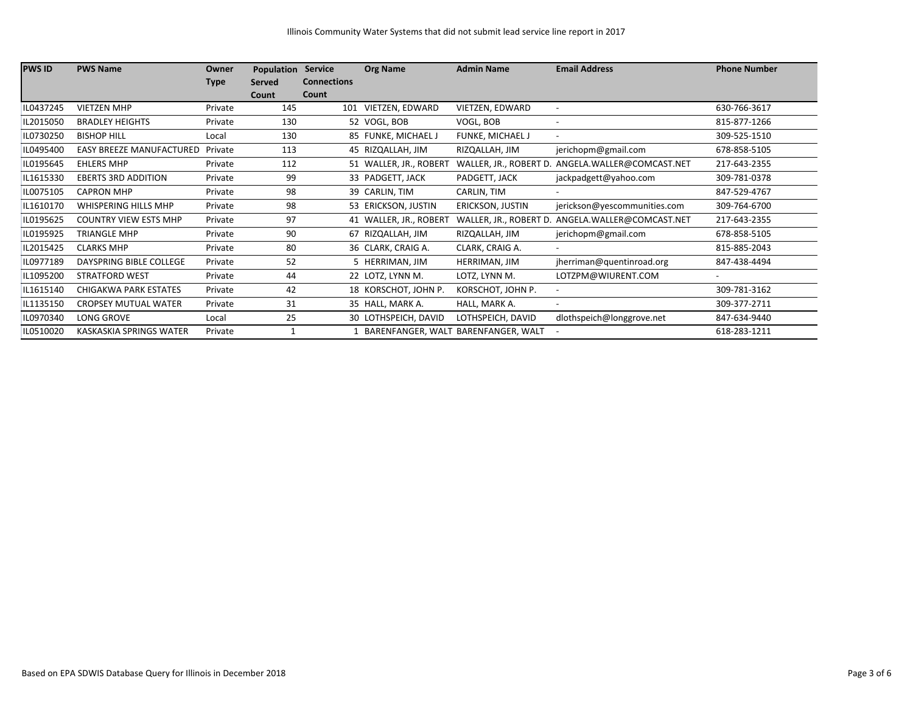Illinois Community Water Systems that did not submit lead service line report in 2017

| PWS ID | PWS Name | Owner Type | Population Served Count | Service Connections Count | Org Name | Admin Name | Email Address | Phone Number |
|---|---|---|---|---|---|---|---|---|
| IL0437245 | VIETZEN MHP | Private | 145 | 101 | VIETZEN, EDWARD | VIETZEN, EDWARD | - | 630-766-3617 |
| IL2015050 | BRADLEY HEIGHTS | Private | 130 | 52 | VOGL, BOB | VOGL, BOB | - | 815-877-1266 |
| IL0730250 | BISHOP HILL | Local | 130 | 85 | FUNKE, MICHAEL J | FUNKE, MICHAEL J | - | 309-525-1510 |
| IL0495400 | EASY BREEZE MANUFACTURED | Private | 113 | 45 | RIZQALLAH, JIM | RIZQALLAH, JIM | jerichopm@gmail.com | 678-858-5105 |
| IL0195645 | EHLERS MHP | Private | 112 | 51 | WALLER, JR., ROBERT | WALLER, JR., ROBERT D. | ANGELA.WALLER@COMCAST.NET | 217-643-2355 |
| IL1615330 | EBERTS 3RD ADDITION | Private | 99 | 33 | PADGETT, JACK | PADGETT, JACK | jackpadgett@yahoo.com | 309-781-0378 |
| IL0075105 | CAPRON MHP | Private | 98 | 39 | CARLIN, TIM | CARLIN, TIM | - | 847-529-4767 |
| IL1610170 | WHISPERING HILLS MHP | Private | 98 | 53 | ERICKSON, JUSTIN | ERICKSON, JUSTIN | jerickson@yescommunities.com | 309-764-6700 |
| IL0195625 | COUNTRY VIEW ESTS MHP | Private | 97 | 41 | WALLER, JR., ROBERT | WALLER, JR., ROBERT D. | ANGELA.WALLER@COMCAST.NET | 217-643-2355 |
| IL0195925 | TRIANGLE MHP | Private | 90 | 67 | RIZQALLAH, JIM | RIZQALLAH, JIM | jerichopm@gmail.com | 678-858-5105 |
| IL2015425 | CLARKS MHP | Private | 80 | 36 | CLARK, CRAIG A. | CLARK, CRAIG A. | - | 815-885-2043 |
| IL0977189 | DAYSPRING BIBLE COLLEGE | Private | 52 | 5 | HERRIMAN, JIM | HERRIMAN, JIM | jherriman@quentinroad.org | 847-438-4494 |
| IL1095200 | STRATFORD WEST | Private | 44 | 22 | LOTZ, LYNN M. | LOTZ, LYNN M. | LOTZPM@WIURENT.COM | - |
| IL1615140 | CHIGAKWA PARK ESTATES | Private | 42 | 18 | KORSCHOT, JOHN P. | KORSCHOT, JOHN P. | - | 309-781-3162 |
| IL1135150 | CROPSEY MUTUAL WATER | Private | 31 | 35 | HALL, MARK A. | HALL, MARK A. | - | 309-377-2711 |
| IL0970340 | LONG GROVE | Local | 25 | 30 | LOTHSPEICH, DAVID | LOTHSPEICH, DAVID | dlothspeich@longgrove.net | 847-634-9440 |
| IL0510020 | KASKASKIA SPRINGS WATER | Private | 1 | 1 | BARENFANGER, WALT | BARENFANGER, WALT | - | 618-283-1211 |

Based on EPA SDWIS Database Query for Illinois in December 2018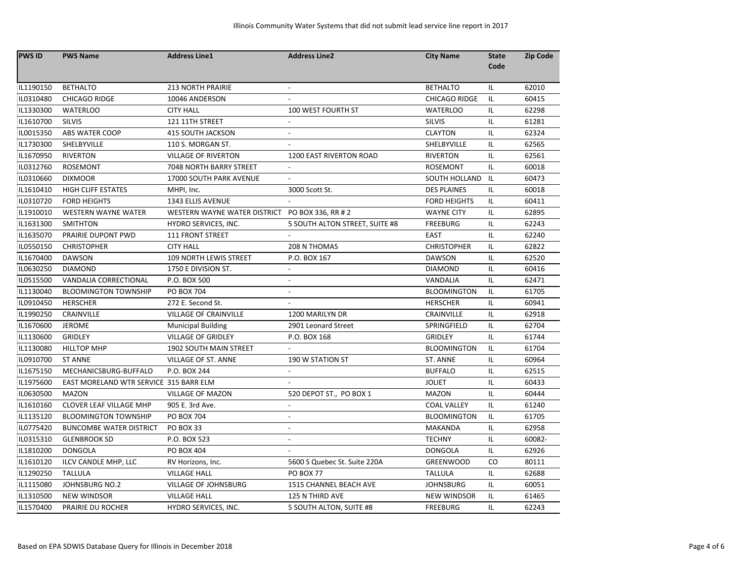Illinois Community Water Systems that did not submit lead service line report in 2017

| PWS ID | PWS Name | Address Line1 | Address Line2 | City Name | State Code | Zip Code |
|---|---|---|---|---|---|---|
| IL1190150 | BETHALTO | 213 NORTH PRAIRIE | - | BETHALTO | IL | 62010 |
| IL0310480 | CHICAGO RIDGE | 10046 ANDERSON | - | CHICAGO RIDGE | IL | 60415 |
| IL1330300 | WATERLOO | CITY HALL | 100 WEST FOURTH ST | WATERLOO | IL | 62298 |
| IL1610700 | SILVIS | 121 11TH STREET | - | SILVIS | IL | 61281 |
| IL0015350 | ABS WATER COOP | 415 SOUTH JACKSON | - | CLAYTON | IL | 62324 |
| IL1730300 | SHELBYVILLE | 110 S. MORGAN ST. | - | SHELBYVILLE | IL | 62565 |
| IL1670950 | RIVERTON | VILLAGE OF RIVERTON | 1200 EAST RIVERTON ROAD | RIVERTON | IL | 62561 |
| IL0312760 | ROSEMONT | 7048 NORTH BARRY STREET | - | ROSEMONT | IL | 60018 |
| IL0310660 | DIXMOOR | 17000 SOUTH PARK AVENUE | - | SOUTH HOLLAND | IL | 60473 |
| IL1610410 | HIGH CLIFF ESTATES | MHPI, Inc. | 3000 Scott St. | DES PLAINES | IL | 60018 |
| IL0310720 | FORD HEIGHTS | 1343 ELLIS AVENUE | - | FORD HEIGHTS | IL | 60411 |
| IL1910010 | WESTERN WAYNE WATER | WESTERN WAYNE WATER DISTRICT | PO BOX 336, RR # 2 | WAYNE CITY | IL | 62895 |
| IL1631300 | SMITHTON | HYDRO SERVICES, INC. | 5 SOUTH ALTON STREET, SUITE #8 | FREEBURG | IL | 62243 |
| IL1635070 | PRAIRIE DUPONT PWD | 111 FRONT STREET | - | EAST | IL | 62240 |
| IL0550150 | CHRISTOPHER | CITY HALL | 208 N THOMAS | CHRISTOPHER | IL | 62822 |
| IL1670400 | DAWSON | 109 NORTH LEWIS STREET | P.O. BOX 167 | DAWSON | IL | 62520 |
| IL0630250 | DIAMOND | 1750 E DIVISION ST. | - | DIAMOND | IL | 60416 |
| IL0515500 | VANDALIA CORRECTIONAL | P.O. BOX 500 | - | VANDALIA | IL | 62471 |
| IL1130040 | BLOOMINGTON TOWNSHIP | PO BOX 704 | - | BLOOMINGTON | IL | 61705 |
| IL0910450 | HERSCHER | 272 E. Second St. | - | HERSCHER | IL | 60941 |
| IL1990250 | CRAINVILLE | VILLAGE OF CRAINVILLE | 1200 MARILYN DR | CRAINVILLE | IL | 62918 |
| IL1670600 | JEROME | Municipal Building | 2901 Leonard Street | SPRINGFIELD | IL | 62704 |
| IL1130600 | GRIDLEY | VILLAGE OF GRIDLEY | P.O. BOX 168 | GRIDLEY | IL | 61744 |
| IL1130080 | HILLTOP MHP | 1902 SOUTH MAIN STREET | - | BLOOMINGTON | IL | 61704 |
| IL0910700 | ST ANNE | VILLAGE OF ST. ANNE | 190 W STATION ST | ST. ANNE | IL | 60964 |
| IL1675150 | MECHANICSBURG-BUFFALO | P.O. BOX 244 | - | BUFFALO | IL | 62515 |
| IL1975600 | EAST MORELAND WTR SERVICE | 315 BARR ELM | - | JOLIET | IL | 60433 |
| IL0630500 | MAZON | VILLAGE OF MAZON | 520 DEPOT ST., PO BOX 1 | MAZON | IL | 60444 |
| IL1610160 | CLOVER LEAF VILLAGE MHP | 905 E. 3rd Ave. | - | COAL VALLEY | IL | 61240 |
| IL1135120 | BLOOMINGTON TOWNSHIP | PO BOX 704 | - | BLOOMINGTON | IL | 61705 |
| IL0775420 | BUNCOMBE WATER DISTRICT | PO BOX 33 | - | MAKANDA | IL | 62958 |
| IL0315310 | GLENBROOK SD | P.O. BOX 523 | - | TECHNY | IL | 60082- |
| IL1810200 | DONGOLA | PO BOX 404 | - | DONGOLA | IL | 62926 |
| IL1610120 | ILCV CANDLE MHP, LLC | RV Horizons, Inc. | 5600 S Quebec St. Suite 220A | GREENWOOD | CO | 80111 |
| IL1290250 | TALLULA | VILLAGE HALL | PO BOX 77 | TALLULA | IL | 62688 |
| IL1115080 | JOHNSBURG NO.2 | VILLAGE OF JOHNSBURG | 1515 CHANNEL BEACH AVE | JOHNSBURG | IL | 60051 |
| IL1310500 | NEW WINDSOR | VILLAGE HALL | 125 N THIRD AVE | NEW WINDSOR | IL | 61465 |
| IL1570400 | PRAIRIE DU ROCHER | HYDRO SERVICES, INC. | 5 SOUTH ALTON, SUITE #8 | FREEBURG | IL | 62243 |

Based on EPA SDWIS Database Query for Illinois in December 2018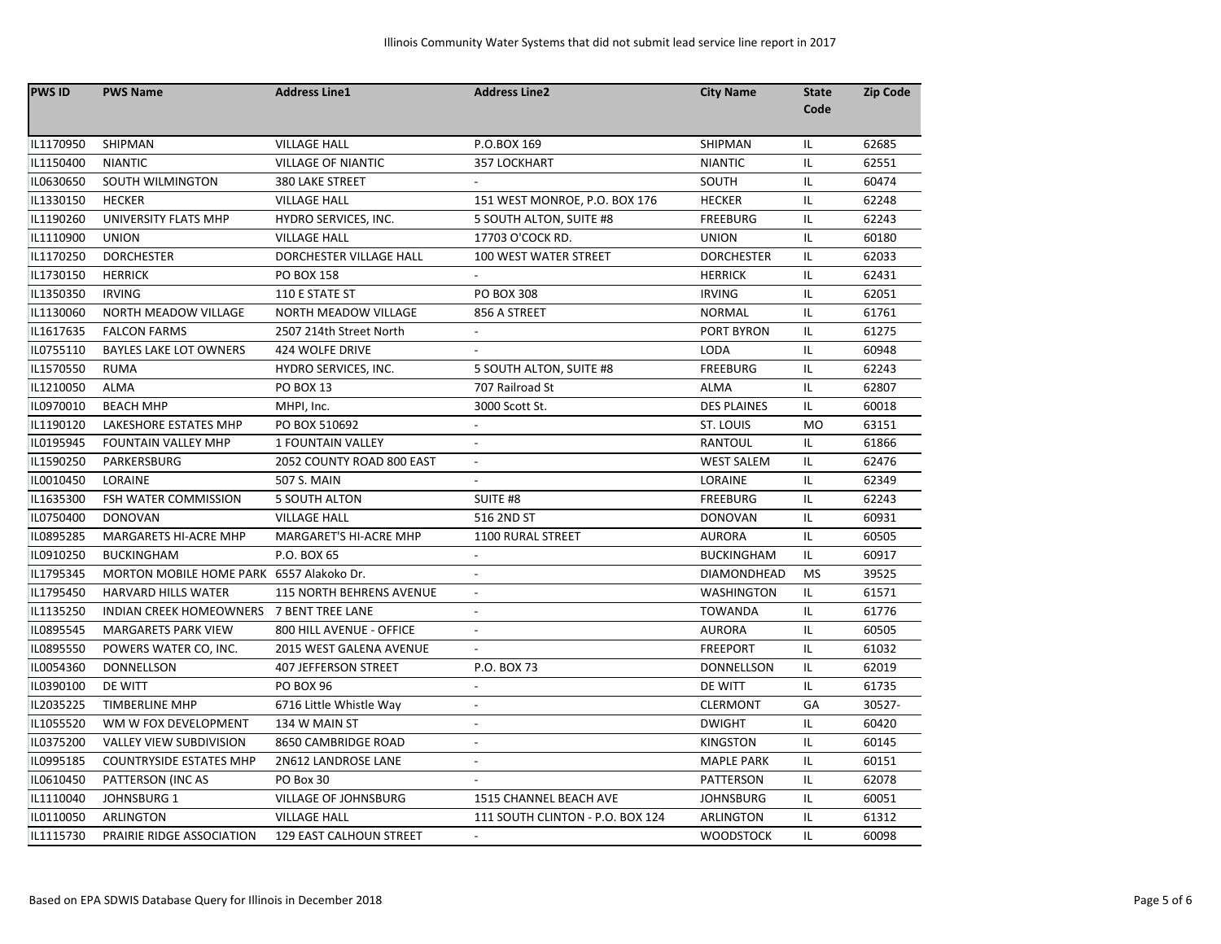| PWS ID | PWS Name | Address Line1 | Address Line2 | City Name | State Code | Zip Code |
|---|---|---|---|---|---|---|
| IL1170950 | SHIPMAN | VILLAGE HALL | P.O.BOX 169 | SHIPMAN | IL | 62685 |
| IL1150400 | NIANTIC | VILLAGE OF NIANTIC | 357 LOCKHART | NIANTIC | IL | 62551 |
| IL0630650 | SOUTH WILMINGTON | 380 LAKE STREET | - | SOUTH | IL | 60474 |
| IL1330150 | HECKER | VILLAGE HALL | 151 WEST MONROE, P.O. BOX 176 | HECKER | IL | 62248 |
| IL1190260 | UNIVERSITY FLATS MHP | HYDRO SERVICES, INC. | 5 SOUTH ALTON, SUITE #8 | FREEBURG | IL | 62243 |
| IL1110900 | UNION | VILLAGE HALL | 17703 O'COCK RD. | UNION | IL | 60180 |
| IL1170250 | DORCHESTER | DORCHESTER VILLAGE HALL | 100 WEST WATER STREET | DORCHESTER | IL | 62033 |
| IL1730150 | HERRICK | PO BOX 158 | - | HERRICK | IL | 62431 |
| IL1350350 | IRVING | 110 E STATE ST | PO BOX 308 | IRVING | IL | 62051 |
| IL1130060 | NORTH MEADOW VILLAGE | NORTH MEADOW VILLAGE | 856 A STREET | NORMAL | IL | 61761 |
| IL1617635 | FALCON FARMS | 2507 214th Street North | - | PORT BYRON | IL | 61275 |
| IL0755110 | BAYLES LAKE LOT OWNERS | 424 WOLFE DRIVE | - | LODA | IL | 60948 |
| IL1570550 | RUMA | HYDRO SERVICES, INC. | 5 SOUTH ALTON, SUITE #8 | FREEBURG | IL | 62243 |
| IL1210050 | ALMA | PO BOX 13 | 707 Railroad St | ALMA | IL | 62807 |
| IL0970010 | BEACH MHP | MHPI, Inc. | 3000 Scott St. | DES PLAINES | IL | 60018 |
| IL1190120 | LAKESHORE ESTATES MHP | PO BOX 510692 | - | ST. LOUIS | MO | 63151 |
| IL0195945 | FOUNTAIN VALLEY MHP | 1 FOUNTAIN VALLEY | - | RANTOUL | IL | 61866 |
| IL1590250 | PARKERSBURG | 2052 COUNTY ROAD 800 EAST | - | WEST SALEM | IL | 62476 |
| IL0010450 | LORAINE | 507 S. MAIN | - | LORAINE | IL | 62349 |
| IL1635300 | FSH WATER COMMISSION | 5 SOUTH ALTON | SUITE #8 | FREEBURG | IL | 62243 |
| IL0750400 | DONOVAN | VILLAGE HALL | 516 2ND ST | DONOVAN | IL | 60931 |
| IL0895285 | MARGARETS HI-ACRE MHP | MARGARET'S HI-ACRE MHP | 1100 RURAL STREET | AURORA | IL | 60505 |
| IL0910250 | BUCKINGHAM | P.O. BOX 65 | - | BUCKINGHAM | IL | 60917 |
| IL1795345 | MORTON MOBILE HOME PARK | 6557 Alakoko Dr. | - | DIAMONDHEAD | MS | 39525 |
| IL1795450 | HARVARD HILLS WATER | 115 NORTH BEHRENS AVENUE | - | WASHINGTON | IL | 61571 |
| IL1135250 | INDIAN CREEK HOMEOWNERS | 7 BENT TREE LANE | - | TOWANDA | IL | 61776 |
| IL0895545 | MARGARETS PARK VIEW | 800 HILL AVENUE - OFFICE | - | AURORA | IL | 60505 |
| IL0895550 | POWERS WATER CO, INC. | 2015 WEST GALENA AVENUE | - | FREEPORT | IL | 61032 |
| IL0054360 | DONNELLSON | 407 JEFFERSON STREET | P.O. BOX 73 | DONNELLSON | IL | 62019 |
| IL0390100 | DE WITT | PO BOX 96 | - | DE WITT | IL | 61735 |
| IL2035225 | TIMBERLINE MHP | 6716 Little Whistle Way | - | CLERMONT | GA | 30527- |
| IL1055520 | WM W FOX DEVELOPMENT | 134 W MAIN ST | - | DWIGHT | IL | 60420 |
| IL0375200 | VALLEY VIEW SUBDIVISION | 8650 CAMBRIDGE ROAD | - | KINGSTON | IL | 60145 |
| IL0995185 | COUNTRYSIDE ESTATES MHP | 2N612 LANDROSE LANE | - | MAPLE PARK | IL | 60151 |
| IL0610450 | PATTERSON (INC AS | PO Box 30 | - | PATTERSON | IL | 62078 |
| IL1110040 | JOHNSBURG 1 | VILLAGE OF JOHNSBURG | 1515 CHANNEL BEACH AVE | JOHNSBURG | IL | 60051 |
| IL0110050 | ARLINGTON | VILLAGE HALL | 111 SOUTH CLINTON - P.O. BOX 124 | ARLINGTON | IL | 61312 |
| IL1115730 | PRAIRIE RIDGE ASSOCIATION | 129 EAST CALHOUN STREET | - | WOODSTOCK | IL | 60098 |

Based on EPA SDWIS Database Query for Illinois in December 2018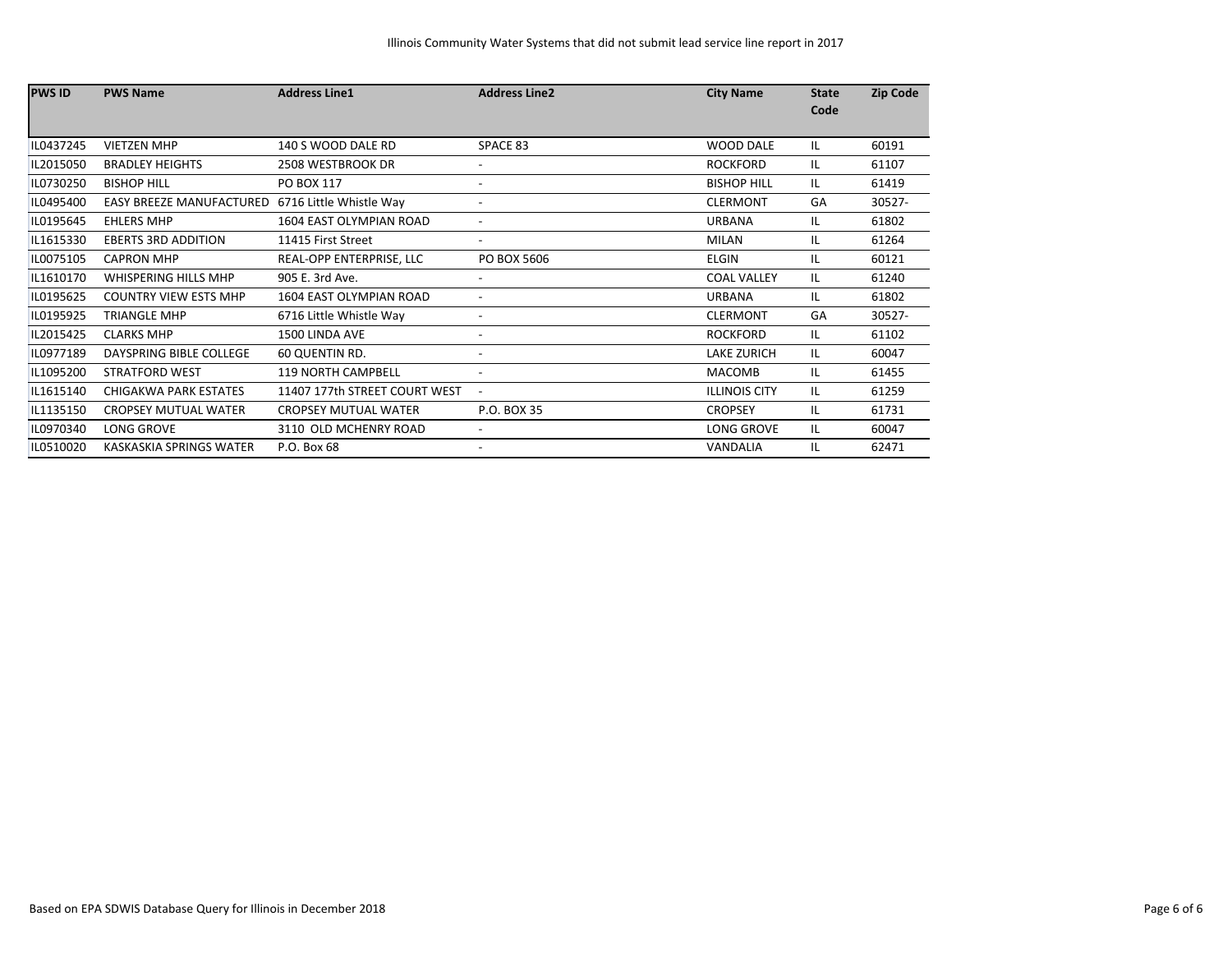| PWS ID | PWS Name | Address Line1 | Address Line2 | City Name | State Code | Zip Code |
|---|---|---|---|---|---|---|
| IL0437245 | VIETZEN MHP | 140 S WOOD DALE RD | SPACE 83 | WOOD DALE | IL | 60191 |
| IL2015050 | BRADLEY HEIGHTS | 2508 WESTBROOK DR | - | ROCKFORD | IL | 61107 |
| IL0730250 | BISHOP HILL | PO BOX 117 | - | BISHOP HILL | IL | 61419 |
| IL0495400 | EASY BREEZE MANUFACTURED | 6716 Little Whistle Way | - | CLERMONT | GA | 30527- |
| IL0195645 | EHLERS MHP | 1604 EAST OLYMPIAN ROAD | - | URBANA | IL | 61802 |
| IL1615330 | EBERTS 3RD ADDITION | 11415 First Street | - | MILAN | IL | 61264 |
| IL0075105 | CAPRON MHP | REAL-OPP ENTERPRISE, LLC | PO BOX 5606 | ELGIN | IL | 60121 |
| IL1610170 | WHISPERING HILLS MHP | 905 E. 3rd Ave. | - | COAL VALLEY | IL | 61240 |
| IL0195625 | COUNTRY VIEW ESTS MHP | 1604 EAST OLYMPIAN ROAD | - | URBANA | IL | 61802 |
| IL0195925 | TRIANGLE MHP | 6716 Little Whistle Way | - | CLERMONT | GA | 30527- |
| IL2015425 | CLARKS MHP | 1500 LINDA AVE | - | ROCKFORD | IL | 61102 |
| IL0977189 | DAYSPRING BIBLE COLLEGE | 60 QUENTIN RD. | - | LAKE ZURICH | IL | 60047 |
| IL1095200 | STRATFORD WEST | 119 NORTH CAMPBELL | - | MACOMB | IL | 61455 |
| IL1615140 | CHIGAKWA PARK ESTATES | 11407 177th STREET COURT WEST | - | ILLINOIS CITY | IL | 61259 |
| IL1135150 | CROPSEY MUTUAL WATER | CROPSEY MUTUAL WATER | P.O. BOX 35 | CROPSEY | IL | 61731 |
| IL0970340 | LONG GROVE | 3110 OLD MCHENRY ROAD | - | LONG GROVE | IL | 60047 |
| IL0510020 | KASKASKIA SPRINGS WATER | P.O. Box 68 | - | VANDALIA | IL | 62471 |